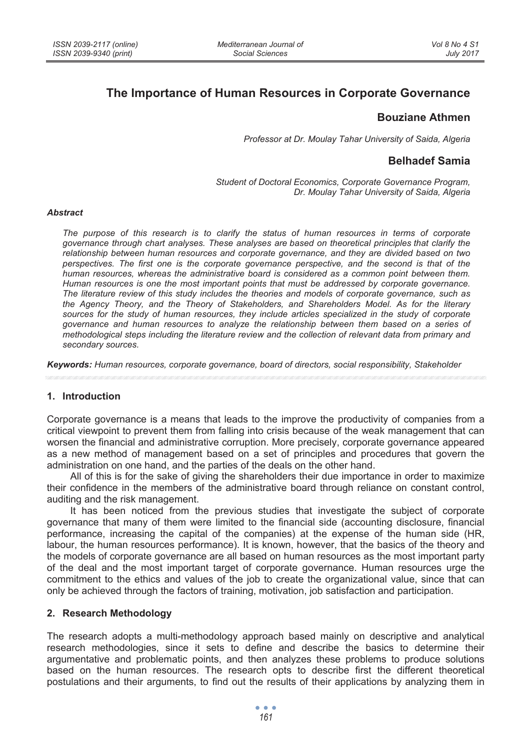# The Importance of Human Resources in Corporate Governance

**Bouziane Athmen**

*Professor at Dr. Moulay Tahar University of Saida, Algeria*

**Belhadef Samia**

*Student of Doctoral Economics, Corporate Governance Program, Dr. Moulay Tahar University of Saida, Algeria*

***Abstract***

*The purpose of this research is to clarify the status of human resources in terms of corporate governance through chart analyses. These analyses are based on theoretical principles that clarify the relationship between human resources and corporate governance, and they are divided based on two perspectives. The first one is the corporate governance perspective, and the second is that of the human resources, whereas the administrative board is considered as a common point between them. Human resources is one the most important points that must be addressed by corporate governance. The literature review of this study includes the theories and models of corporate governance, such as the Agency Theory, and the Theory of Stakeholders, and Shareholders Model. As for the literary sources for the study of human resources, they include articles specialized in the study of corporate governance and human resources to analyze the relationship between them based on a series of methodological steps including the literature review and the collection of relevant data from primary and secondary sources.*

***Keywords:*** *Human resources, corporate governance, board of directors, social responsibility, Stakeholder*

## 1. Introduction

Corporate governance is a means that leads to the improve the productivity of companies from a critical viewpoint to prevent them from falling into crisis because of the weak management that can worsen the financial and administrative corruption. More precisely, corporate governance appeared as a new method of management based on a set of principles and procedures that govern the administration on one hand, and the parties of the deals on the other hand.

All of this is for the sake of giving the shareholders their due importance in order to maximize their confidence in the members of the administrative board through reliance on constant control, auditing and the risk management.

It has been noticed from the previous studies that investigate the subject of corporate governance that many of them were limited to the financial side (accounting disclosure, financial performance, increasing the capital of the companies) at the expense of the human side (HR, labour, the human resources performance). It is known, however, that the basics of the theory and the models of corporate governance are all based on human resources as the most important party of the deal and the most important target of corporate governance. Human resources urge the commitment to the ethics and values of the job to create the organizational value, since that can only be achieved through the factors of training, motivation, job satisfaction and participation.

## 2. Research Methodology

The research adopts a multi-methodology approach based mainly on descriptive and analytical research methodologies, since it sets to define and describe the basics to determine their argumentative and problematic points, and then analyzes these problems to produce solutions based on the human resources. The research opts to describe first the different theoretical postulations and their arguments, to find out the results of their applications by analyzing them in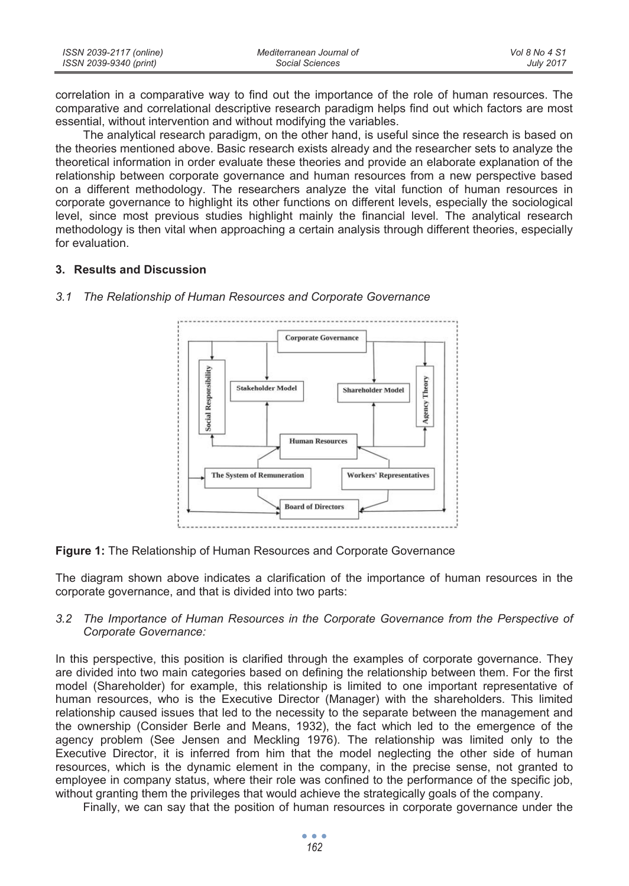correlation in a comparative way to find out the importance of the role of human resources. The comparative and correlational descriptive research paradigm helps find out which factors are most essential, without intervention and without modifying the variables.

The analytical research paradigm, on the other hand, is useful since the research is based on the theories mentioned above. Basic research exists already and the researcher sets to analyze the theoretical information in order evaluate these theories and provide an elaborate explanation of the relationship between corporate governance and human resources from a new perspective based on a different methodology. The researchers analyze the vital function of human resources in corporate governance to highlight its other functions on different levels, especially the sociological level, since most previous studies highlight mainly the financial level. The analytical research methodology is then vital when approaching a certain analysis through different theories, especially for evaluation.

## 3. Results and Discussion

### *3.1 The Relationship of Human Resources and Corporate Governance*

**Figure 1:** The Relationship of Human Resources and Corporate Governance

The diagram shown above indicates a clarification of the importance of human resources in the corporate governance, and that is divided into two parts:

### *3.2 The Importance of Human Resources in the Corporate Governance from the Perspective of Corporate Governance:*

In this perspective, this position is clarified through the examples of corporate governance. They are divided into two main categories based on defining the relationship between them. For the first model (Shareholder) for example, this relationship is limited to one important representative of human resources, who is the Executive Director (Manager) with the shareholders. This limited relationship caused issues that led to the necessity to the separate between the management and the ownership (Consider Berle and Means, 1932), the fact which led to the emergence of the agency problem (See Jensen and Meckling 1976). The relationship was limited only to the Executive Director, it is inferred from him that the model neglecting the other side of human resources, which is the dynamic element in the company, in the precise sense, not granted to employee in company status, where their role was confined to the performance of the specific job, without granting them the privileges that would achieve the strategically goals of the company.

Finally, we can say that the position of human resources in corporate governance under the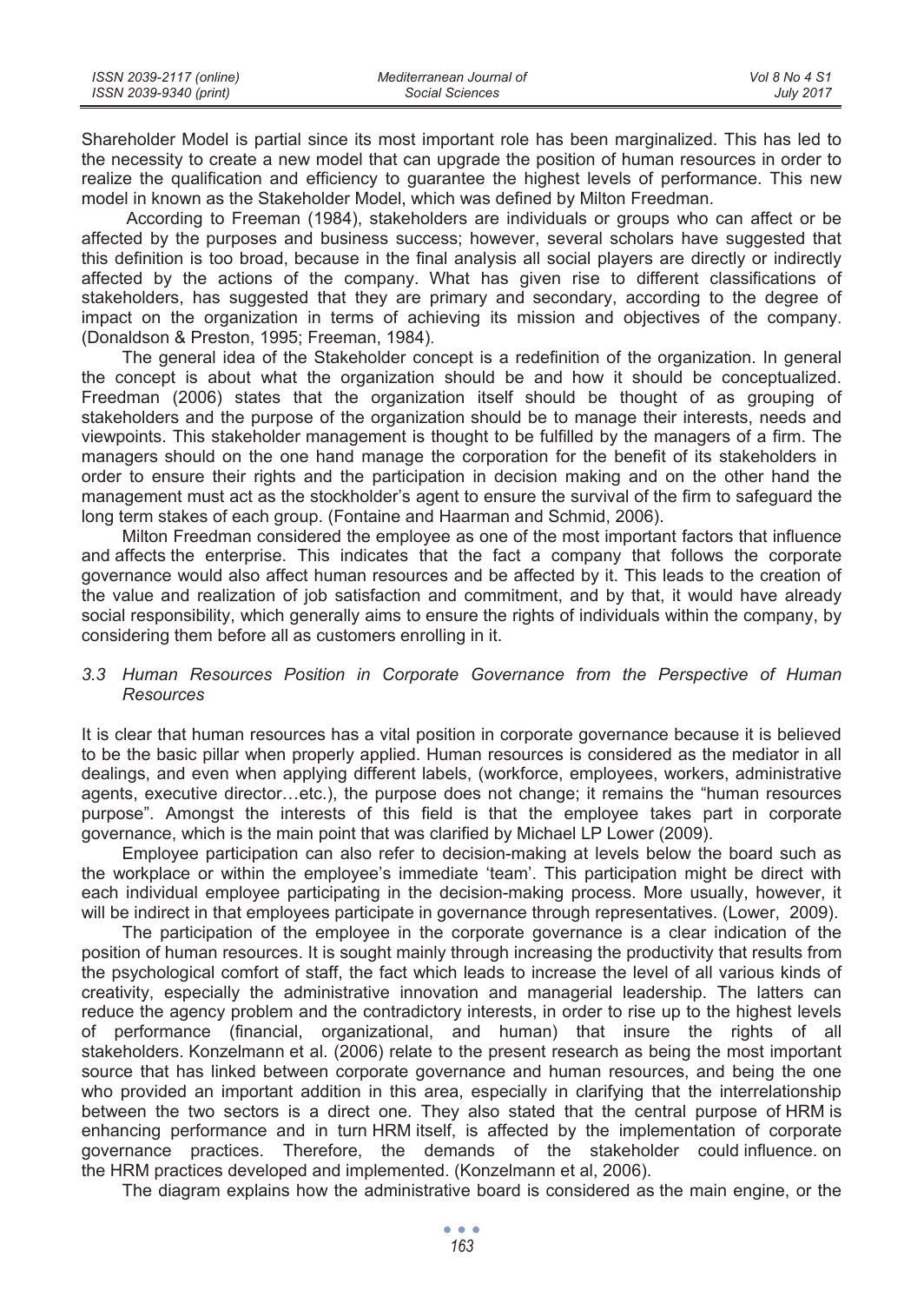Shareholder Model is partial since its most important role has been marginalized. This has led to the necessity to create a new model that can upgrade the position of human resources in order to realize the qualification and efficiency to guarantee the highest levels of performance. This new model in known as the Stakeholder Model, which was defined by Milton Freedman.

According to Freeman (1984), stakeholders are individuals or groups who can affect or be affected by the purposes and business success; however, several scholars have suggested that this definition is too broad, because in the final analysis all social players are directly or indirectly affected by the actions of the company. What has given rise to different classifications of stakeholders, has suggested that they are primary and secondary, according to the degree of impact on the organization in terms of achieving its mission and objectives of the company. (Donaldson & Preston, 1995; Freeman, 1984).

The general idea of the Stakeholder concept is a redefinition of the organization. In general the concept is about what the organization should be and how it should be conceptualized. Freedman (2006) states that the organization itself should be thought of as grouping of stakeholders and the purpose of the organization should be to manage their interests, needs and viewpoints. This stakeholder management is thought to be fulfilled by the managers of a firm. The managers should on the one hand manage the corporation for the benefit of its stakeholders in order to ensure their rights and the participation in decision making and on the other hand the management must act as the stockholder's agent to ensure the survival of the firm to safeguard the long term stakes of each group. (Fontaine and Haarman and Schmid, 2006).

Milton Freedman considered the employee as one of the most important factors that influence and affects the enterprise. This indicates that the fact a company that follows the corporate governance would also affect human resources and be affected by it. This leads to the creation of the value and realization of job satisfaction and commitment, and by that, it would have already social responsibility, which generally aims to ensure the rights of individuals within the company, by considering them before all as customers enrolling in it.

### *3.3 Human Resources Position in Corporate Governance from the Perspective of Human Resources*

It is clear that human resources has a vital position in corporate governance because it is believed to be the basic pillar when properly applied. Human resources is considered as the mediator in all dealings, and even when applying different labels, (workforce, employees, workers, administrative agents, executive director…etc.), the purpose does not change; it remains the "human resources purpose". Amongst the interests of this field is that the employee takes part in corporate governance, which is the main point that was clarified by Michael LP Lower (2009).

Employee participation can also refer to decision-making at levels below the board such as the workplace or within the employee's immediate 'team'. This participation might be direct with each individual employee participating in the decision-making process. More usually, however, it will be indirect in that employees participate in governance through representatives. (Lower, 2009).

The participation of the employee in the corporate governance is a clear indication of the position of human resources. It is sought mainly through increasing the productivity that results from the psychological comfort of staff, the fact which leads to increase the level of all various kinds of creativity, especially the administrative innovation and managerial leadership. The latters can reduce the agency problem and the contradictory interests, in order to rise up to the highest levels of performance (financial, organizational, and human) that insure the rights of all stakeholders. Konzelmann et al. (2006) relate to the present research as being the most important source that has linked between corporate governance and human resources, and being the one who provided an important addition in this area, especially in clarifying that the interrelationship between the two sectors is a direct one. They also stated that the central purpose of HRM is enhancing performance and in turn HRM itself, is affected by the implementation of corporate governance practices. Therefore, the demands of the stakeholder could influence. on the HRM practices developed and implemented. (Konzelmann et al, 2006).

The diagram explains how the administrative board is considered as the main engine, or the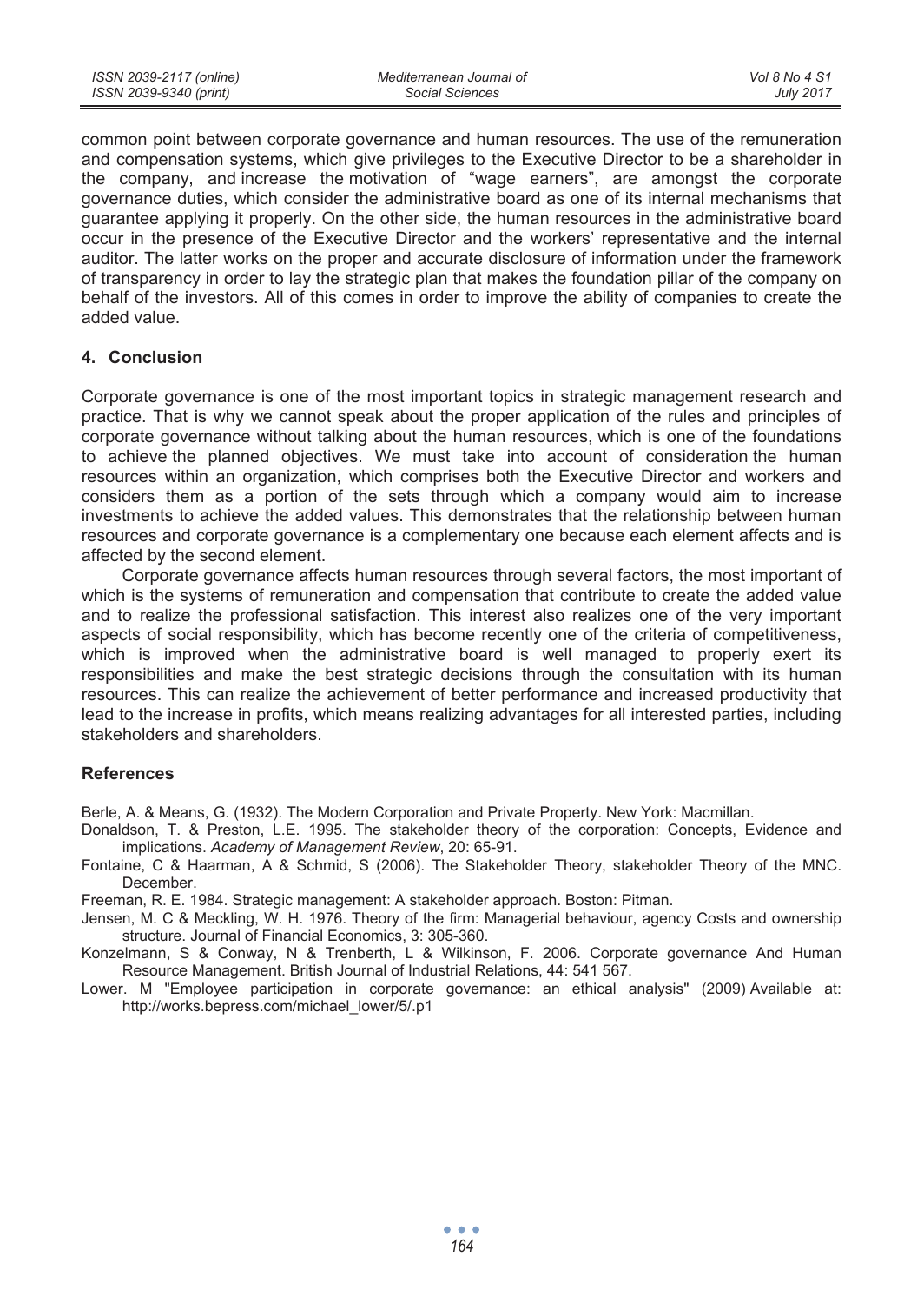common point between corporate governance and human resources. The use of the remuneration and compensation systems, which give privileges to the Executive Director to be a shareholder in the company, and increase the motivation of "wage earners", are amongst the corporate governance duties, which consider the administrative board as one of its internal mechanisms that guarantee applying it properly. On the other side, the human resources in the administrative board occur in the presence of the Executive Director and the workers' representative and the internal auditor. The latter works on the proper and accurate disclosure of information under the framework of transparency in order to lay the strategic plan that makes the foundation pillar of the company on behalf of the investors. All of this comes in order to improve the ability of companies to create the added value.

## 4. Conclusion

Corporate governance is one of the most important topics in strategic management research and practice. That is why we cannot speak about the proper application of the rules and principles of corporate governance without talking about the human resources, which is one of the foundations to achieve the planned objectives. We must take into account of consideration the human resources within an organization, which comprises both the Executive Director and workers and considers them as a portion of the sets through which a company would aim to increase investments to achieve the added values. This demonstrates that the relationship between human resources and corporate governance is a complementary one because each element affects and is affected by the second element.

Corporate governance affects human resources through several factors, the most important of which is the systems of remuneration and compensation that contribute to create the added value and to realize the professional satisfaction. This interest also realizes one of the very important aspects of social responsibility, which has become recently one of the criteria of competitiveness, which is improved when the administrative board is well managed to properly exert its responsibilities and make the best strategic decisions through the consultation with its human resources. This can realize the achievement of better performance and increased productivity that lead to the increase in profits, which means realizing advantages for all interested parties, including stakeholders and shareholders.

### References

Berle, A. & Means, G. (1932). The Modern Corporation and Private Property. New York: Macmillan.

Donaldson, T. & Preston, L.E. 1995. The stakeholder theory of the corporation: Concepts, Evidence and implications. *Academy of Management Review*, 20: 65-91.

Fontaine, C & Haarman, A & Schmid, S (2006). The Stakeholder Theory, stakeholder Theory of the MNC. December.

Freeman, R. E. 1984. Strategic management: A stakeholder approach. Boston: Pitman.

Jensen, M. C & Meckling, W. H. 1976. Theory of the firm: Managerial behaviour, agency Costs and ownership structure. Journal of Financial Economics, 3: 305-360.

Konzelmann, S & Conway, N & Trenberth, L & Wilkinson, F. 2006. Corporate governance And Human Resource Management. British Journal of Industrial Relations, 44: 541 567.

Lower. M "Employee participation in corporate governance: an ethical analysis" (2009) Available at: http://works.bepress.com/michael_lower/5/.p1